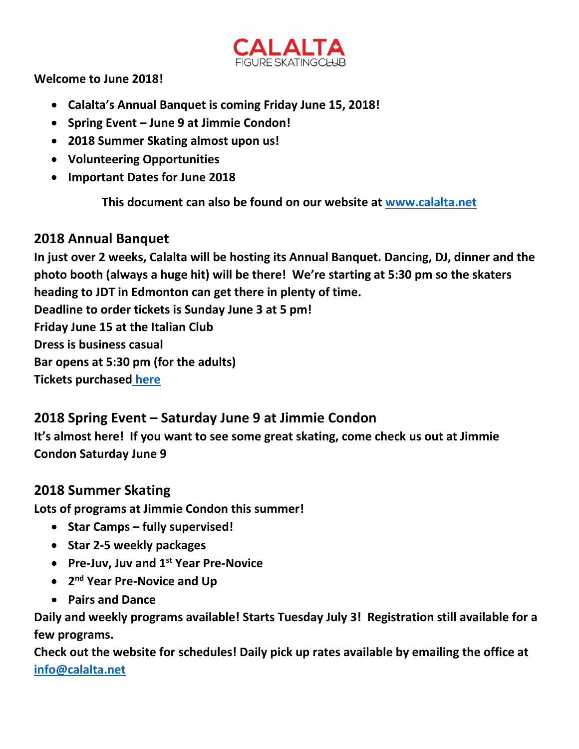**CALALTA FIGURE SKATING CLUB**

**Welcome to June 2018!**

- **Calalta's Annual Banquet is coming Friday June 15, 2018!**
- **Spring Event – June 9 at Jimmie Condon!**
- **2018 Summer Skating almost upon us!**
- **Volunteering Opportunities**
- **Important Dates for June 2018**

**This document can also be found on our website at [www.calalta.net](www.calalta.net)**

## 2018 Annual Banquet

**In just over 2 weeks, Calalta will be hosting its Annual Banquet. Dancing, DJ, dinner and the photo booth (always a huge hit) will be there! We're starting at 5:30 pm so the skaters heading to JDT in Edmonton can get there in plenty of time.**
**Deadline to order tickets is Sunday June 3 at 5 pm!**
**Friday June 15 at the Italian Club**
**Dress is business casual**
**Bar opens at 5:30 pm (for the adults)**
**Tickets purchased here**

## 2018 Spring Event – Saturday June 9 at Jimmie Condon

**It's almost here! If you want to see some great skating, come check us out at Jimmie Condon Saturday June 9**

## 2018 Summer Skating

**Lots of programs at Jimmie Condon this summer!**

- **Star Camps – fully supervised!**
- **Star 2-5 weekly packages**
- **Pre-Juv, Juv and 1st Year Pre-Novice**
- **2nd Year Pre-Novice and Up**
- **Pairs and Dance**

**Daily and weekly programs available! Starts Tuesday July 3! Registration still available for a few programs.**
**Check out the website for schedules! Daily pick up rates available by emailing the office at [info@calalta.net](mailto:info@calalta.net)**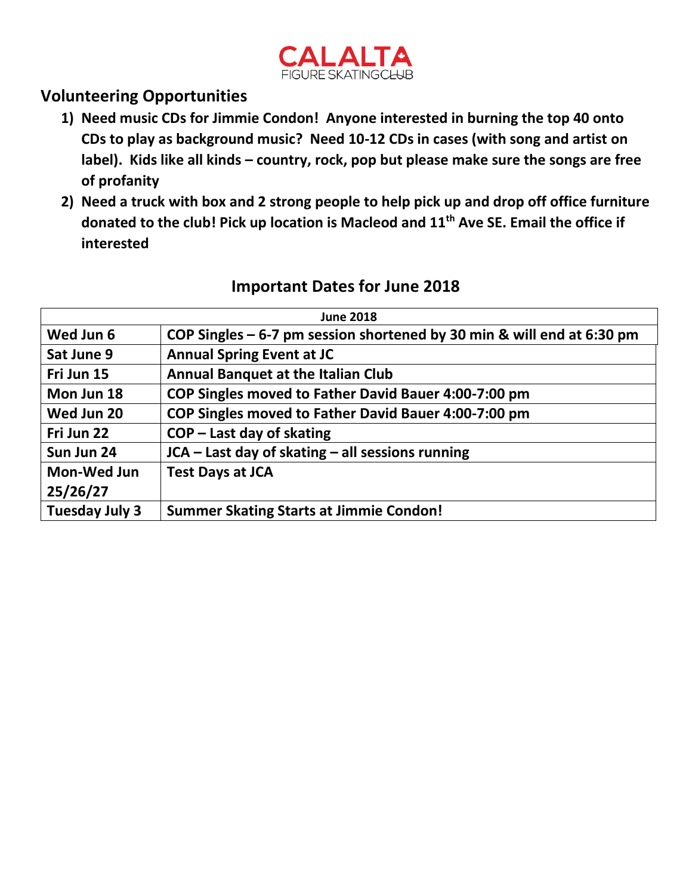CALALTA
FIGURE SKATING CLUB

## Volunteering Opportunities

1) **Need music CDs for Jimmie Condon! Anyone interested in burning the top 40 onto CDs to play as background music? Need 10-12 CDs in cases (with song and artist on label). Kids like all kinds – country, rock, pop but please make sure the songs are free of profanity**
2) **Need a truck with box and 2 strong people to help pick up and drop off office furniture donated to the club! Pick up location is Macleod and 11th Ave SE. Email the office if interested**

## Important Dates for June 2018

| June 2018 | |
|---|---|
| **Wed Jun 6** | **COP Singles – 6-7 pm session shortened by 30 min & will end at 6:30 pm** |
| **Sat June 9** | **Annual Spring Event at JC** |
| **Fri Jun 15** | **Annual Banquet at the Italian Club** |
| **Mon Jun 18** | **COP Singles moved to Father David Bauer 4:00-7:00 pm** |
| **Wed Jun 20** | **COP Singles moved to Father David Bauer 4:00-7:00 pm** |
| **Fri Jun 22** | **COP – Last day of skating** |
| **Sun Jun 24** | **JCA – Last day of skating – all sessions running** |
| **Mon-Wed Jun 25/26/27** | **Test Days at JCA** |
| **Tuesday July 3** | **Summer Skating Starts at Jimmie Condon!** |